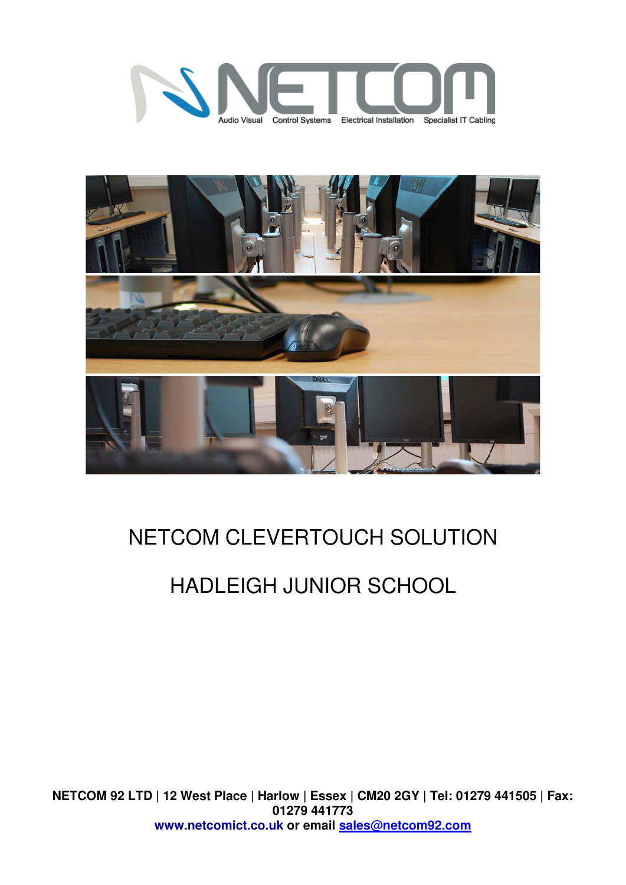NETCOM

Audio Visual | Control Systems | Electrical Installation | Specialist IT Cabling

# NETCOM CLEVERTOUCH SOLUTION

# HADLEIGH JUNIOR SCHOOL

**NETCOM 92 LTD | 12 West Place | Harlow | Essex | CM20 2GY | Tel: 01279 441505 | Fax: 01279 441773**
**www.netcomict.co.uk or email sales@netcom92.com**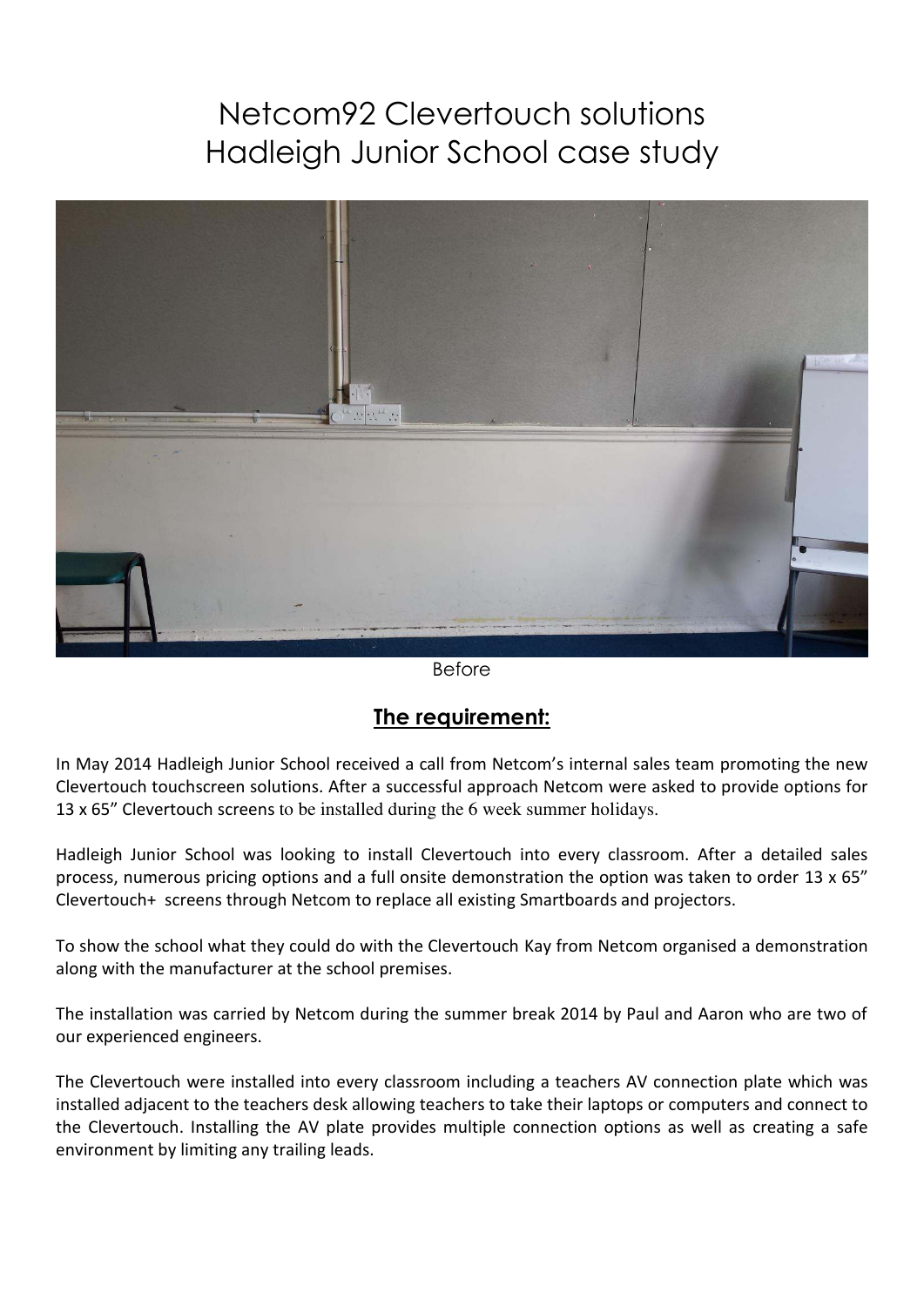# Netcom92 Clevertouch solutions
# Hadleigh Junior School case study

Before

## **The requirement:**

In May 2014 Hadleigh Junior School received a call from Netcom's internal sales team promoting the new Clevertouch touchscreen solutions. After a successful approach Netcom were asked to provide options for 13 x 65" Clevertouch screens to be installed during the 6 week summer holidays.

Hadleigh Junior School was looking to install Clevertouch into every classroom. After a detailed sales process, numerous pricing options and a full onsite demonstration the option was taken to order 13 x 65" Clevertouch+ screens through Netcom to replace all existing Smartboards and projectors.

To show the school what they could do with the Clevertouch Kay from Netcom organised a demonstration along with the manufacturer at the school premises.

The installation was carried by Netcom during the summer break 2014 by Paul and Aaron who are two of our experienced engineers.

The Clevertouch were installed into every classroom including a teachers AV connection plate which was installed adjacent to the teachers desk allowing teachers to take their laptops or computers and connect to the Clevertouch. Installing the AV plate provides multiple connection options as well as creating a safe environment by limiting any trailing leads.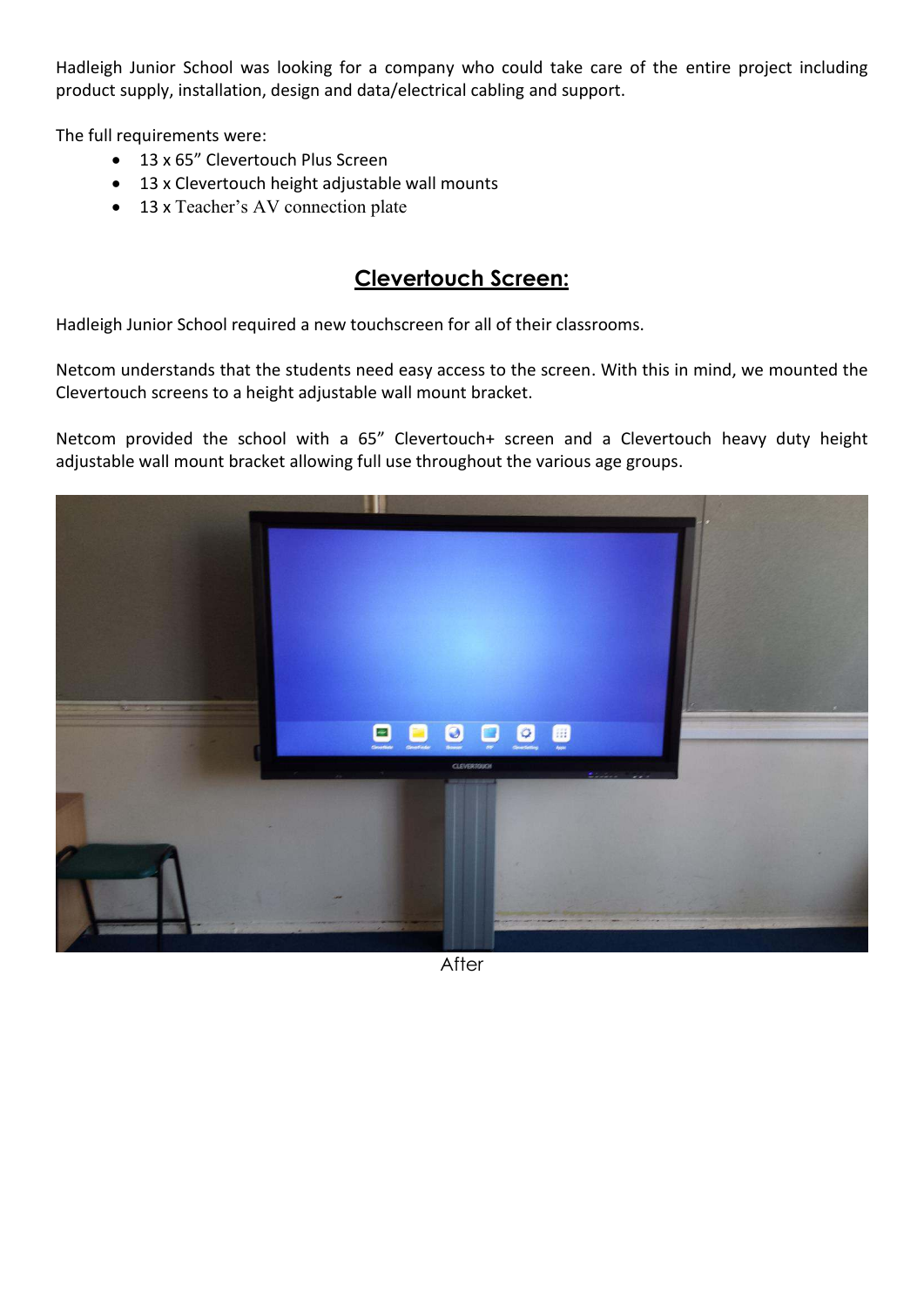Hadleigh Junior School was looking for a company who could take care of the entire project including product supply, installation, design and data/electrical cabling and support.

The full requirements were:

- 13 x 65" Clevertouch Plus Screen
- 13 x Clevertouch height adjustable wall mounts
- 13 x Teacher's AV connection plate

## **Clevertouch Screen:**

Hadleigh Junior School required a new touchscreen for all of their classrooms.

Netcom understands that the students need easy access to the screen. With this in mind, we mounted the Clevertouch screens to a height adjustable wall mount bracket.

Netcom provided the school with a 65" Clevertouch+ screen and a Clevertouch heavy duty height adjustable wall mount bracket allowing full use throughout the various age groups.

After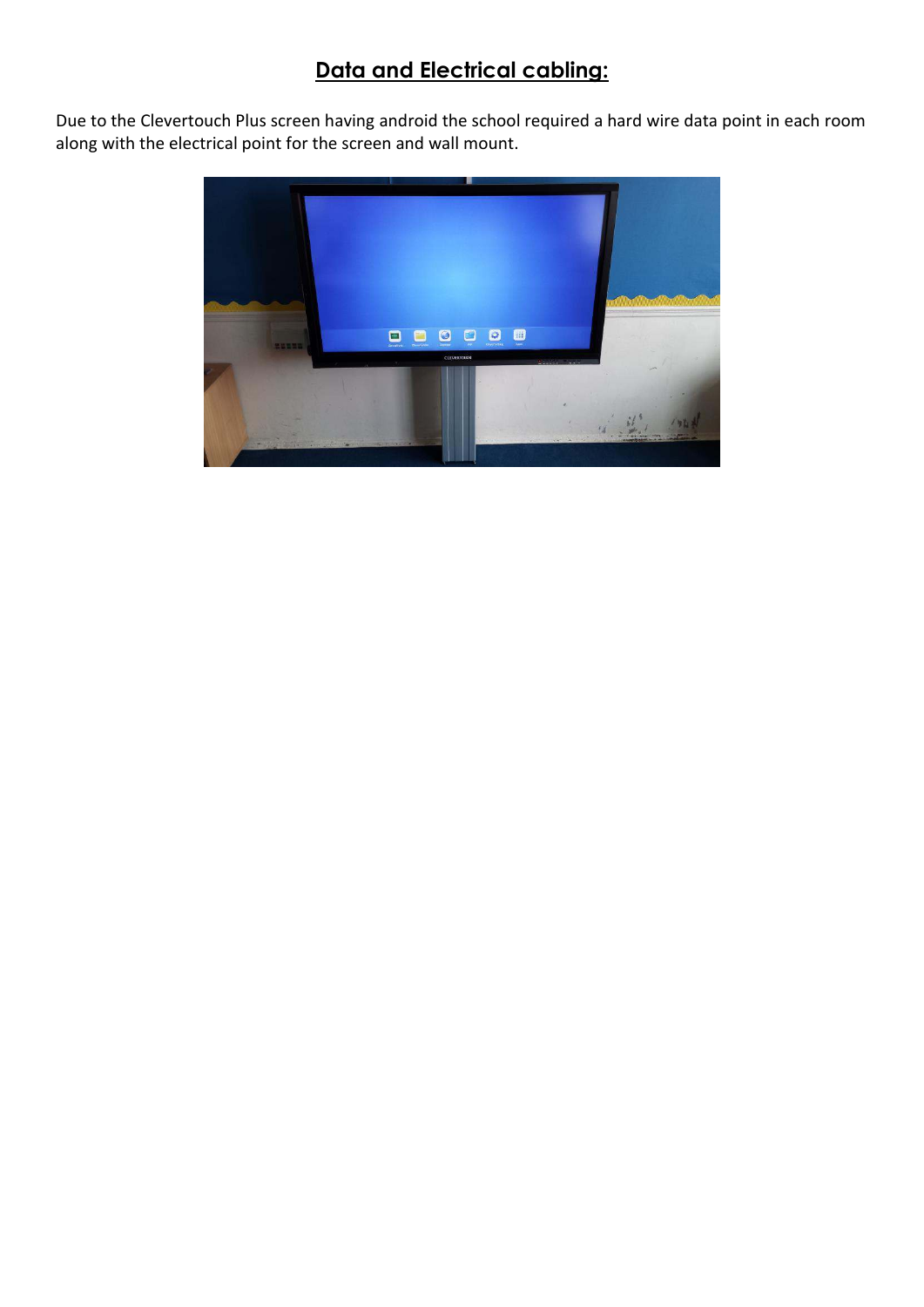## Data and Electrical cabling:

Due to the Clevertouch Plus screen having android the school required a hard wire data point in each room along with the electrical point for the screen and wall mount.